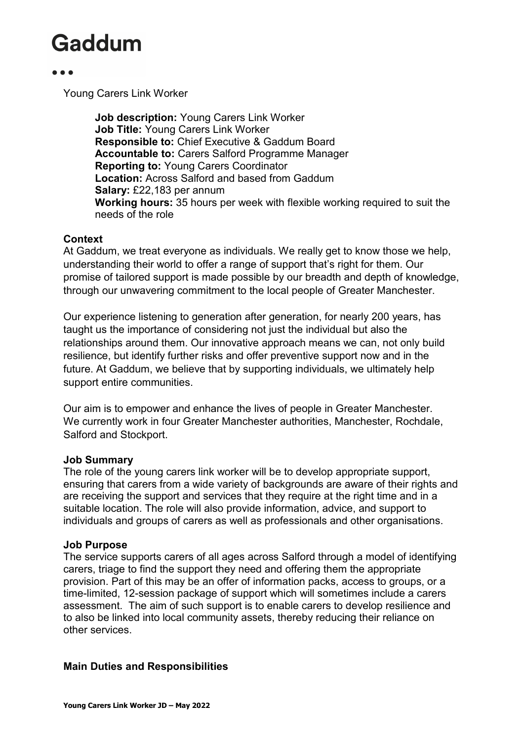# Gaddum

Young Carers Link Worker

**Job description:** Young Carers Link Worker
**Job Title:** Young Carers Link Worker
**Responsible to:** Chief Executive & Gaddum Board
**Accountable to:** Carers Salford Programme Manager
**Reporting to:** Young Carers Coordinator
**Location:** Across Salford and based from Gaddum
**Salary:** £22,183 per annum
**Working hours:** 35 hours per week with flexible working required to suit the needs of the role

### Context

At Gaddum, we treat everyone as individuals. We really get to know those we help, understanding their world to offer a range of support that's right for them. Our promise of tailored support is made possible by our breadth and depth of knowledge, through our unwavering commitment to the local people of Greater Manchester.

Our experience listening to generation after generation, for nearly 200 years, has taught us the importance of considering not just the individual but also the relationships around them. Our innovative approach means we can, not only build resilience, but identify further risks and offer preventive support now and in the future. At Gaddum, we believe that by supporting individuals, we ultimately help support entire communities.

Our aim is to empower and enhance the lives of people in Greater Manchester. We currently work in four Greater Manchester authorities, Manchester, Rochdale, Salford and Stockport.

### Job Summary

The role of the young carers link worker will be to develop appropriate support, ensuring that carers from a wide variety of backgrounds are aware of their rights and are receiving the support and services that they require at the right time and in a suitable location. The role will also provide information, advice, and support to individuals and groups of carers as well as professionals and other organisations.

### Job Purpose

The service supports carers of all ages across Salford through a model of identifying carers, triage to find the support they need and offering them the appropriate provision. Part of this may be an offer of information packs, access to groups, or a time-limited, 12-session package of support which will sometimes include a carers assessment. The aim of such support is to enable carers to develop resilience and to also be linked into local community assets, thereby reducing their reliance on other services.

### Main Duties and Responsibilities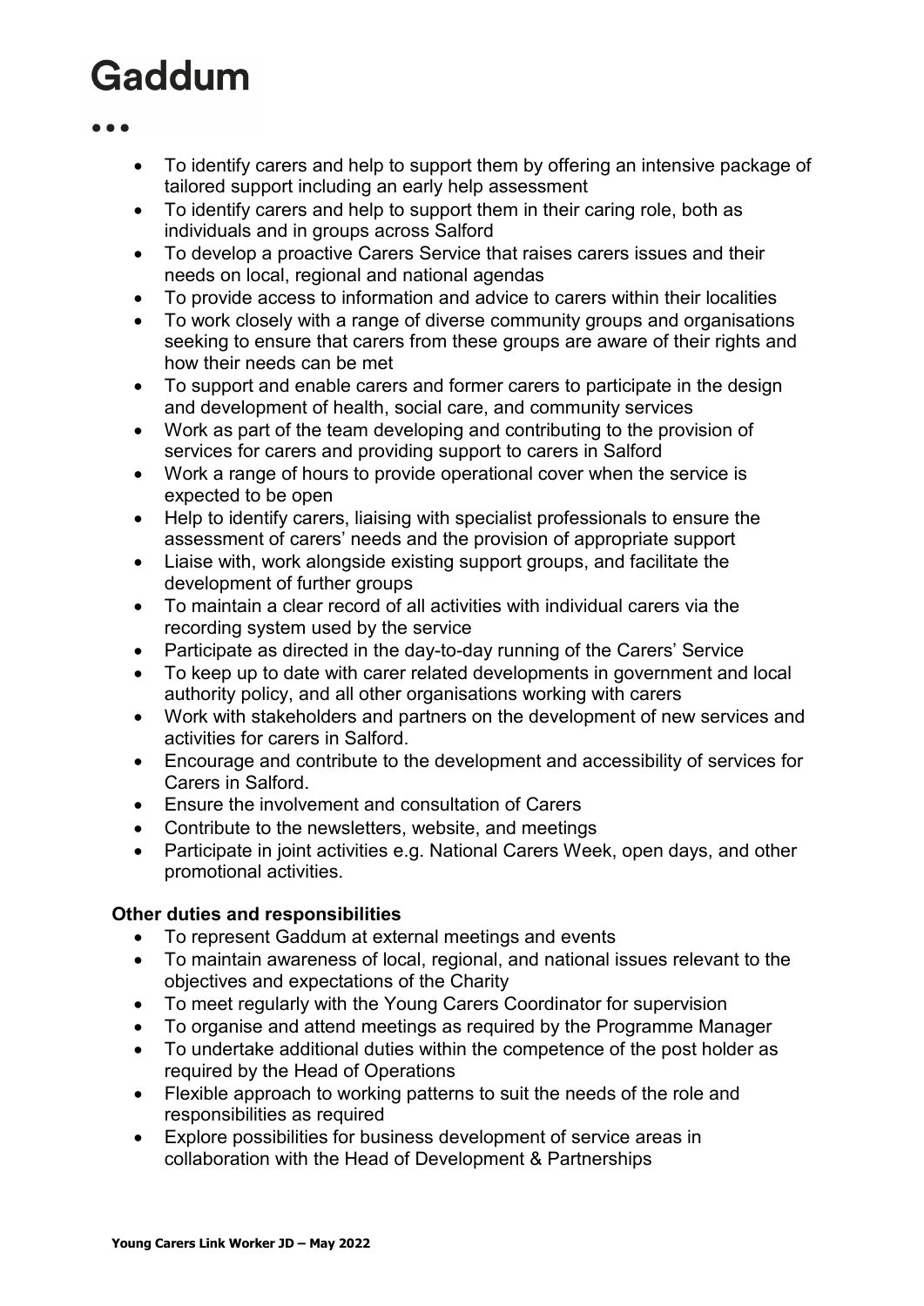- To identify carers and help to support them by offering an intensive package of tailored support including an early help assessment
- To identify carers and help to support them in their caring role, both as individuals and in groups across Salford
- To develop a proactive Carers Service that raises carers issues and their needs on local, regional and national agendas
- To provide access to information and advice to carers within their localities
- To work closely with a range of diverse community groups and organisations seeking to ensure that carers from these groups are aware of their rights and how their needs can be met
- To support and enable carers and former carers to participate in the design and development of health, social care, and community services
- Work as part of the team developing and contributing to the provision of services for carers and providing support to carers in Salford
- Work a range of hours to provide operational cover when the service is expected to be open
- Help to identify carers, liaising with specialist professionals to ensure the assessment of carers' needs and the provision of appropriate support
- Liaise with, work alongside existing support groups, and facilitate the development of further groups
- To maintain a clear record of all activities with individual carers via the recording system used by the service
- Participate as directed in the day-to-day running of the Carers' Service
- To keep up to date with carer related developments in government and local authority policy, and all other organisations working with carers
- Work with stakeholders and partners on the development of new services and activities for carers in Salford.
- Encourage and contribute to the development and accessibility of services for Carers in Salford.
- Ensure the involvement and consultation of Carers
- Contribute to the newsletters, website, and meetings
- Participate in joint activities e.g. National Carers Week, open days, and other promotional activities.

**Other duties and responsibilities**

- To represent Gaddum at external meetings and events
- To maintain awareness of local, regional, and national issues relevant to the objectives and expectations of the Charity
- To meet regularly with the Young Carers Coordinator for supervision
- To organise and attend meetings as required by the Programme Manager
- To undertake additional duties within the competence of the post holder as required by the Head of Operations
- Flexible approach to working patterns to suit the needs of the role and responsibilities as required
- Explore possibilities for business development of service areas in collaboration with the Head of Development & Partnerships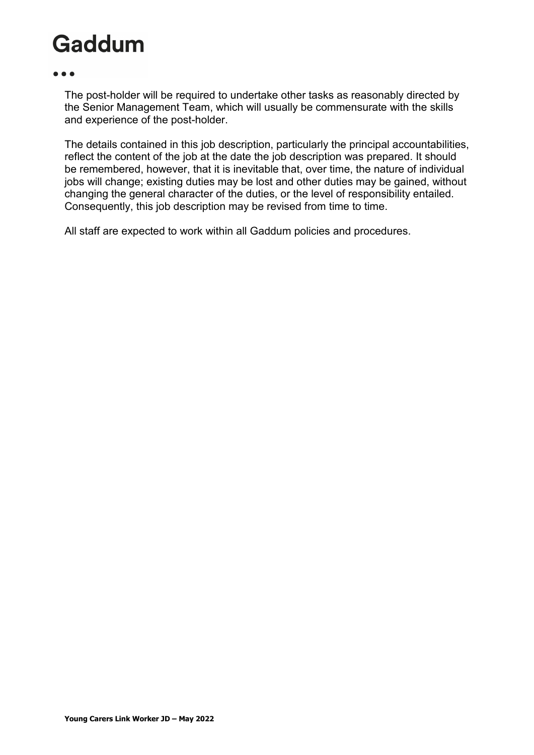The post-holder will be required to undertake other tasks as reasonably directed by the Senior Management Team, which will usually be commensurate with the skills and experience of the post-holder.

The details contained in this job description, particularly the principal accountabilities, reflect the content of the job at the date the job description was prepared. It should be remembered, however, that it is inevitable that, over time, the nature of individual jobs will change; existing duties may be lost and other duties may be gained, without changing the general character of the duties, or the level of responsibility entailed. Consequently, this job description may be revised from time to time.

All staff are expected to work within all Gaddum policies and procedures.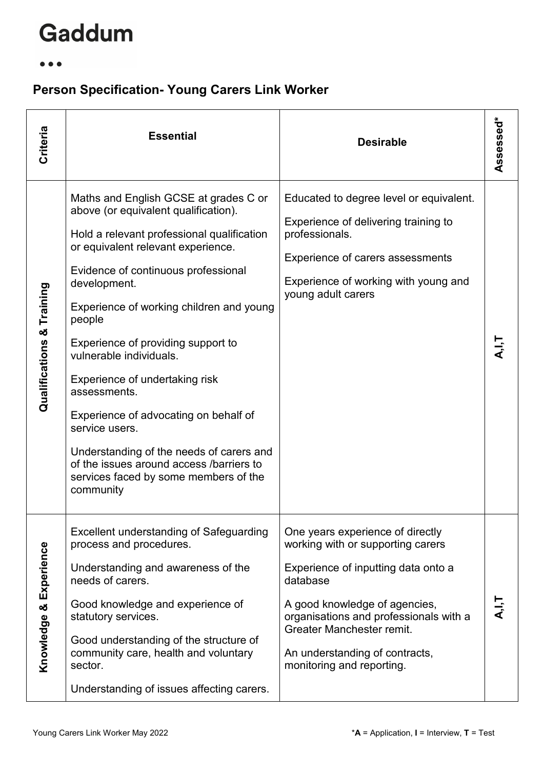# Gaddum

## Person Specification- Young Carers Link Worker

| Criteria | Essential | Desirable | Assessed* |
|---|---|---|---|
| Qualifications & Training | Maths and English GCSE at grades C or above (or equivalent qualification).<br><br>Hold a relevant professional qualification or equivalent relevant experience.<br><br>Evidence of continuous professional development.<br><br>Experience of working children and young people<br><br>Experience of providing support to vulnerable individuals.<br><br>Experience of undertaking risk assessments.<br><br>Experience of advocating on behalf of service users.<br><br>Understanding of the needs of carers and of the issues around access /barriers to services faced by some members of the community | Educated to degree level or equivalent.<br><br>Experience of delivering training to professionals.<br><br>Experience of carers assessments<br><br>Experience of working with young and young adult carers | A,I,T |
| Knowledge & Experience | Excellent understanding of Safeguarding process and procedures.<br><br>Understanding and awareness of the needs of carers.<br><br>Good knowledge and experience of statutory services.<br><br>Good understanding of the structure of community care, health and voluntary sector.<br><br>Understanding of issues affecting carers. | One years experience of directly working with or supporting carers<br><br>Experience of inputting data onto a database<br><br>A good knowledge of agencies, organisations and professionals with a Greater Manchester remit.<br><br>An understanding of contracts, monitoring and reporting. | A,I,T |

Young Carers Link Worker May 2022

***A** = Application, **I** = Interview, **T** = Test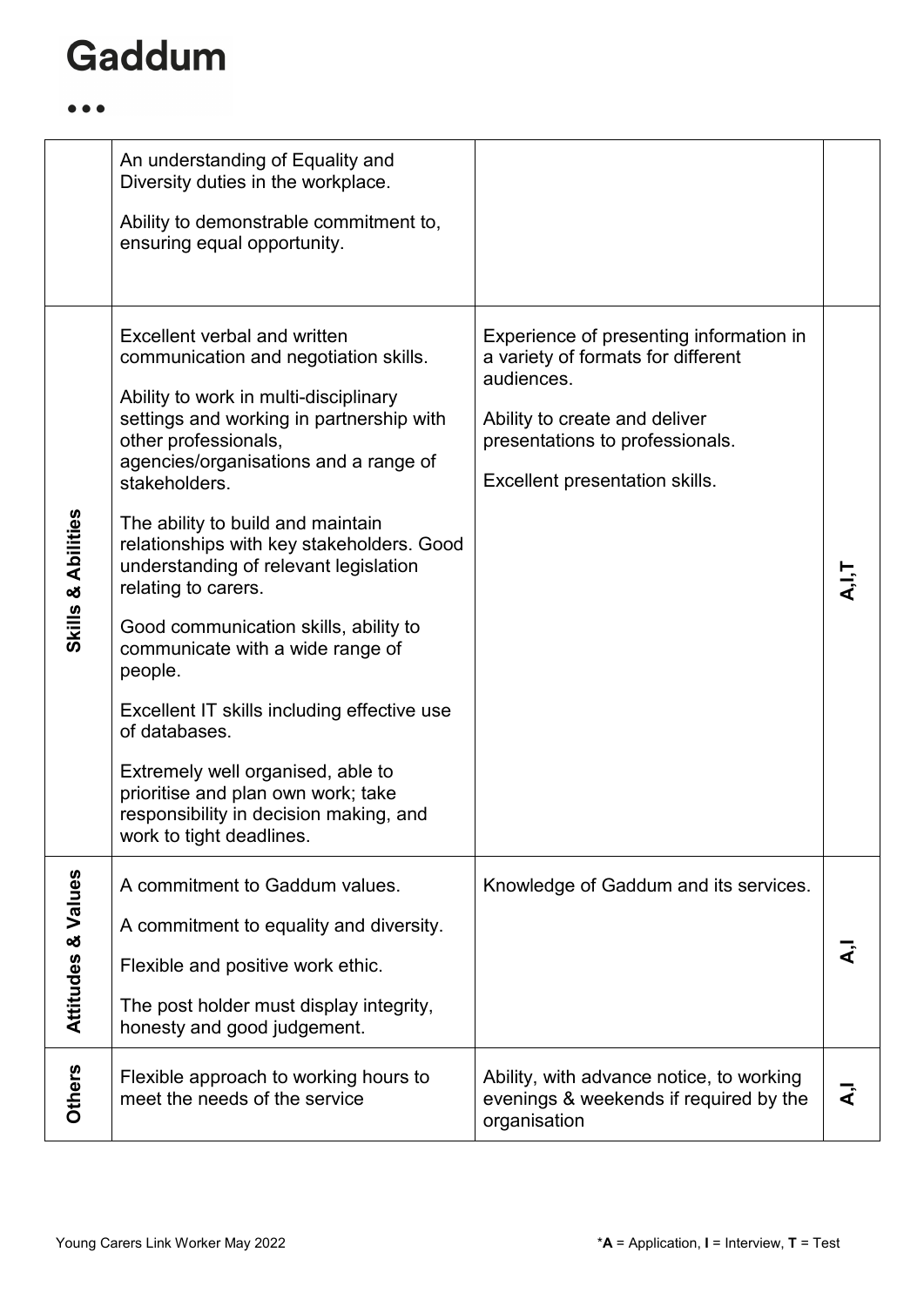# Gaddum

| | | | |
|---|---|---|---|
| | An understanding of Equality and Diversity duties in the workplace.<br><br>Ability to demonstrable commitment to, ensuring equal opportunity. | | |
| **Skills & Abilities** | Excellent verbal and written communication and negotiation skills.<br><br>Ability to work in multi-disciplinary settings and working in partnership with other professionals, agencies/organisations and a range of stakeholders.<br><br>The ability to build and maintain relationships with key stakeholders. Good understanding of relevant legislation relating to carers.<br><br>Good communication skills, ability to communicate with a wide range of people.<br><br>Excellent IT skills including effective use of databases.<br><br>Extremely well organised, able to prioritise and plan own work; take responsibility in decision making, and work to tight deadlines. | Experience of presenting information in a variety of formats for different audiences.<br><br>Ability to create and deliver presentations to professionals.<br><br>Excellent presentation skills. | **A,I,T** |
| **Attitudes & Values** | A commitment to Gaddum values.<br><br>A commitment to equality and diversity.<br><br>Flexible and positive work ethic.<br><br>The post holder must display integrity, honesty and good judgement. | Knowledge of Gaddum and its services. | **A,I** |
| **Others** | Flexible approach to working hours to meet the needs of the service | Ability, with advance notice, to working evenings & weekends if required by the organisation | **A,I** |

Young Carers Link Worker May 2022

\***A** = Application, **I** = Interview, **T** = Test